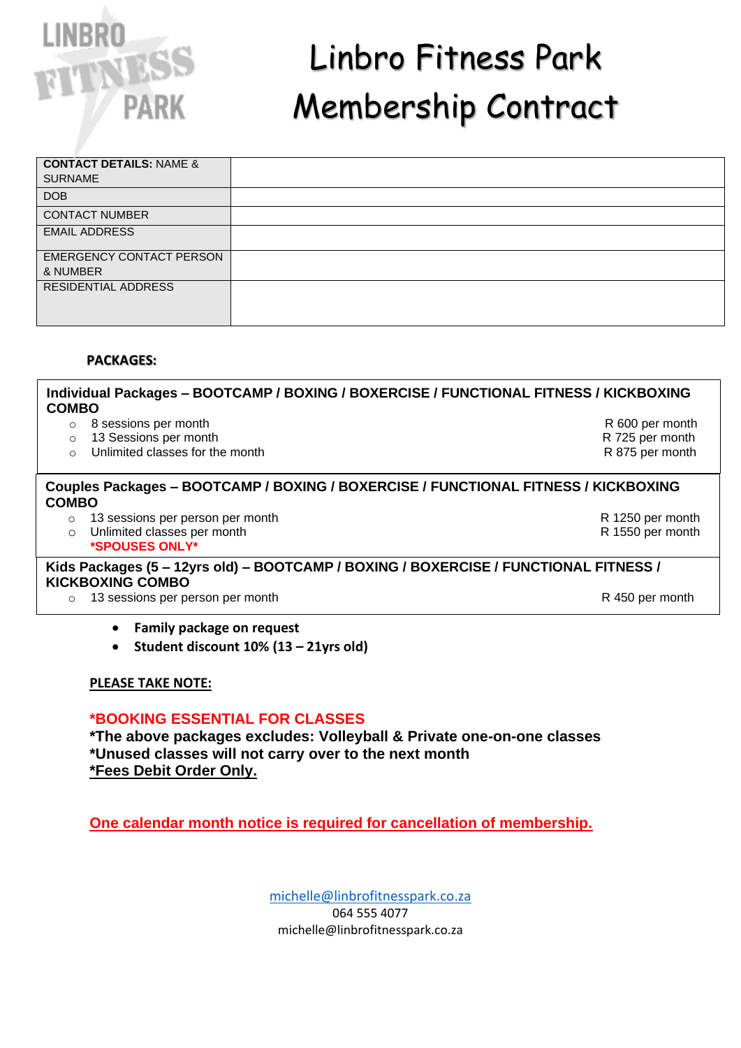# Linbro Fitness Park Membership Contract

| **CONTACT DETAILS:** NAME & SURNAME | |
|---|---|
| DOB | |
| CONTACT NUMBER | |
| EMAIL ADDRESS | |
| EMERGENCY CONTACT PERSON & NUMBER | |
| RESIDENTIAL ADDRESS | |

**PACKAGES:**

**Individual Packages – BOOTCAMP / BOXING / BOXERCISE / FUNCTIONAL FITNESS / KICKBOXING COMBO**

- 8 sessions per month — R 600 per month
- 13 Sessions per month — R 725 per month
- Unlimited classes for the month — R 875 per month

**Couples Packages – BOOTCAMP / BOXING / BOXERCISE / FUNCTIONAL FITNESS / KICKBOXING COMBO**

- 13 sessions per person per month — R 1250 per month
- Unlimited classes per month — R 1550 per month

**\*SPOUSES ONLY\***

**Kids Packages (5 – 12yrs old) – BOOTCAMP / BOXING / BOXERCISE / FUNCTIONAL FITNESS / KICKBOXING COMBO**

- 13 sessions per person per month — R 450 per month

- **Family package on request**
- **Student discount 10% (13 – 21yrs old)**

**PLEASE TAKE NOTE:**

**\*BOOKING ESSENTIAL FOR CLASSES**
**\*The above packages excludes: Volleyball & Private one-on-one classes**
**\*Unused classes will not carry over to the next month**
**\*Fees Debit Order Only.**

**One calendar month notice is required for cancellation of membership.**

michelle@linbrofitnesspark.co.za
064 555 4077
michelle@linbrofitnesspark.co.za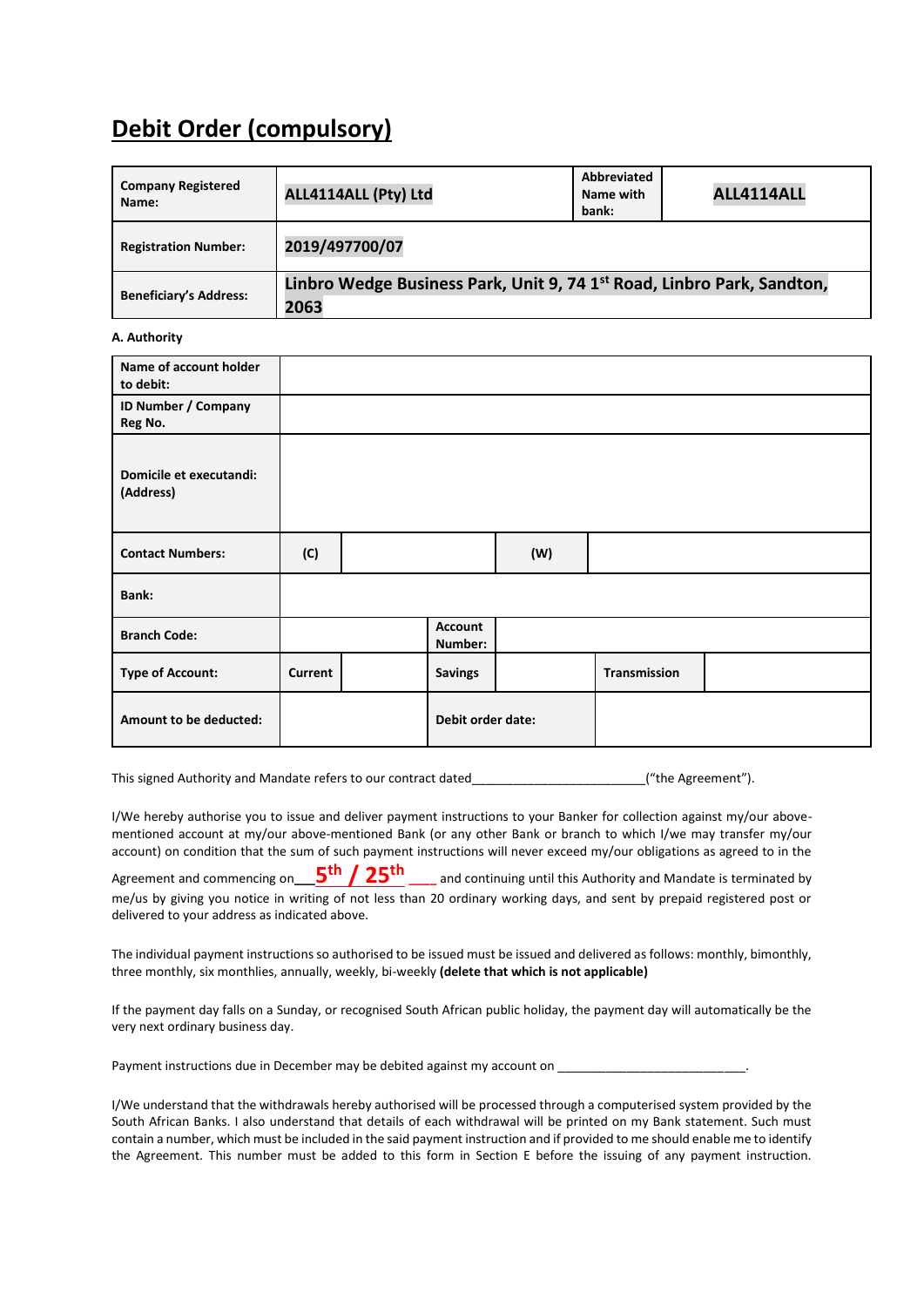# Debit Order (compulsory)

| Company Registered Name: | ALL4114ALL (Pty) Ltd | Abbreviated Name with bank: | ALL4114ALL |
|---|---|---|---|
| Registration Number: | 2019/497700/07 | | |
| Beneficiary's Address: | Linbro Wedge Business Park, Unit 9, 74 1st Road, Linbro Park, Sandton, 2063 | | |

**A. Authority**

| Name of account holder to debit: | | | | | |
|---|---|---|---|---|---|
| ID Number / Company Reg No. | | | | | |
| Domicile et executandi: (Address) | | | | | |
| Contact Numbers: | (C) | | (W) | | |
| Bank: | | | | | |
| Branch Code: | | Account Number: | | | |
| Type of Account: | Current | | Savings | Transmission | |
| Amount to be deducted: | | Debit order date: | | | |

This signed Authority and Mandate refers to our contract dated________________________("the Agreement").

I/We hereby authorise you to issue and deliver payment instructions to your Banker for collection against my/our above-mentioned account at my/our above-mentioned Bank (or any other Bank or branch to which I/we may transfer my/our account) on condition that the sum of such payment instructions will never exceed my/our obligations as agreed to in the Agreement and commencing on___**5th / 25th**____ and continuing until this Authority and Mandate is terminated by me/us by giving you notice in writing of not less than 20 ordinary working days, and sent by prepaid registered post or delivered to your address as indicated above.

The individual payment instructions so authorised to be issued must be issued and delivered as follows: monthly, bimonthly, three monthly, six monthlies, annually, weekly, bi-weekly **(delete that which is not applicable)**

If the payment day falls on a Sunday, or recognised South African public holiday, the payment day will automatically be the very next ordinary business day.

Payment instructions due in December may be debited against my account on __________________________.

I/We understand that the withdrawals hereby authorised will be processed through a computerised system provided by the South African Banks. I also understand that details of each withdrawal will be printed on my Bank statement. Such must contain a number, which must be included in the said payment instruction and if provided to me should enable me to identify the Agreement. This number must be added to this form in Section E before the issuing of any payment instruction.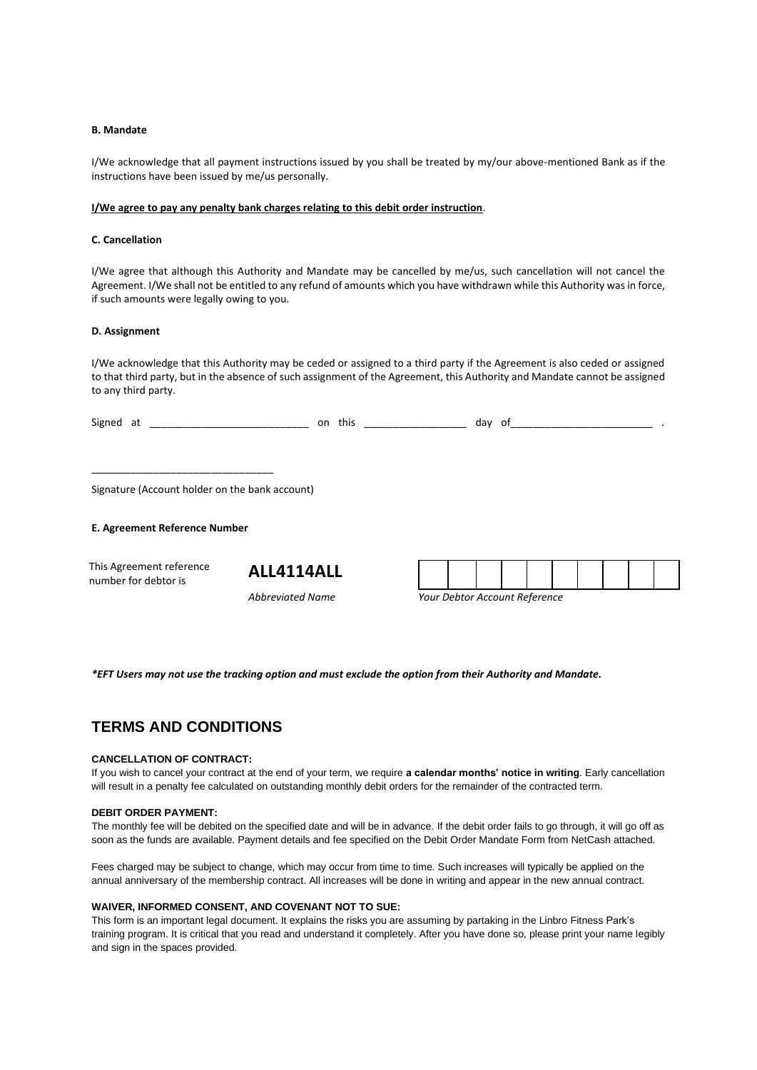**B. Mandate**

I/We acknowledge that all payment instructions issued by you shall be treated by my/our above-mentioned Bank as if the instructions have been issued by me/us personally.

**I/We agree to pay any penalty bank charges relating to this debit order instruction**.

**C. Cancellation**

I/We agree that although this Authority and Mandate may be cancelled by me/us, such cancellation will not cancel the Agreement. I/We shall not be entitled to any refund of amounts which you have withdrawn while this Authority was in force, if such amounts were legally owing to you.

**D. Assignment**

I/We acknowledge that this Authority may be ceded or assigned to a third party if the Agreement is also ceded or assigned to that third party, but in the absence of such assignment of the Agreement, this Authority and Mandate cannot be assigned to any third party.

Signed at ___________________________ on this _________________ day of________________________ .

_______________________________

Signature (Account holder on the bank account)

**E. Agreement Reference Number**

| This Agreement reference number for debtor is | **ALL4114ALL** | | | | | | | | | | |
|---|---|---|---|---|---|---|---|---|---|---|---|
| | *Abbreviated Name* | *Your Debtor Account Reference* | | | | | | | | | |

***EFT Users may not use the tracking option and must exclude the option from their Authority and Mandate.***

## TERMS AND CONDITIONS

**CANCELLATION OF CONTRACT:**

If you wish to cancel your contract at the end of your term, we require **a calendar months' notice in writing**. Early cancellation will result in a penalty fee calculated on outstanding monthly debit orders for the remainder of the contracted term.

**DEBIT ORDER PAYMENT:**

The monthly fee will be debited on the specified date and will be in advance. If the debit order fails to go through, it will go off as soon as the funds are available. Payment details and fee specified on the Debit Order Mandate Form from NetCash attached.

Fees charged may be subject to change, which may occur from time to time. Such increases will typically be applied on the annual anniversary of the membership contract. All increases will be done in writing and appear in the new annual contract.

**WAIVER, INFORMED CONSENT, AND COVENANT NOT TO SUE:**

This form is an important legal document. It explains the risks you are assuming by partaking in the Linbro Fitness Park's training program. It is critical that you read and understand it completely. After you have done so, please print your name legibly and sign in the spaces provided.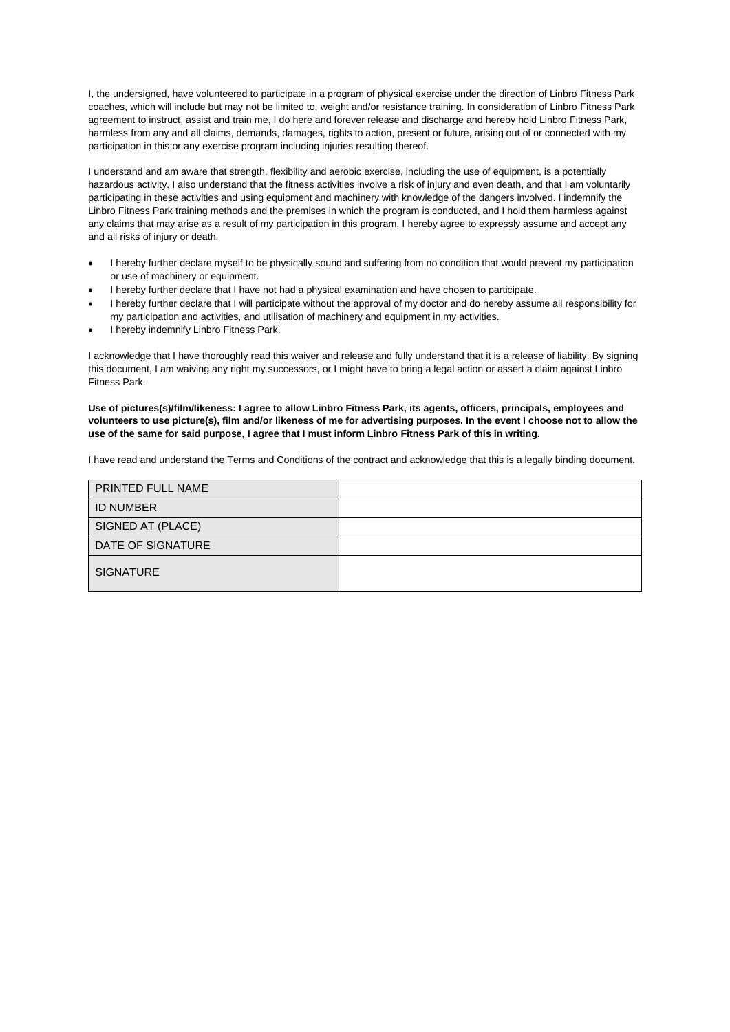I, the undersigned, have volunteered to participate in a program of physical exercise under the direction of Linbro Fitness Park coaches, which will include but may not be limited to, weight and/or resistance training. In consideration of Linbro Fitness Park agreement to instruct, assist and train me, I do here and forever release and discharge and hereby hold Linbro Fitness Park, harmless from any and all claims, demands, damages, rights to action, present or future, arising out of or connected with my participation in this or any exercise program including injuries resulting thereof.

I understand and am aware that strength, flexibility and aerobic exercise, including the use of equipment, is a potentially hazardous activity. I also understand that the fitness activities involve a risk of injury and even death, and that I am voluntarily participating in these activities and using equipment and machinery with knowledge of the dangers involved. I indemnify the Linbro Fitness Park training methods and the premises in which the program is conducted, and I hold them harmless against any claims that may arise as a result of my participation in this program. I hereby agree to expressly assume and accept any and all risks of injury or death.

- I hereby further declare myself to be physically sound and suffering from no condition that would prevent my participation or use of machinery or equipment.
- I hereby further declare that I have not had a physical examination and have chosen to participate.
- I hereby further declare that I will participate without the approval of my doctor and do hereby assume all responsibility for my participation and activities, and utilisation of machinery and equipment in my activities.
- I hereby indemnify Linbro Fitness Park.

I acknowledge that I have thoroughly read this waiver and release and fully understand that it is a release of liability. By signing this document, I am waiving any right my successors, or I might have to bring a legal action or assert a claim against Linbro Fitness Park.

**Use of pictures(s)/film/likeness: I agree to allow Linbro Fitness Park, its agents, officers, principals, employees and volunteers to use picture(s), film and/or likeness of me for advertising purposes. In the event I choose not to allow the use of the same for said purpose, I agree that I must inform Linbro Fitness Park of this in writing.**

I have read and understand the Terms and Conditions of the contract and acknowledge that this is a legally binding document.

| | |
|---|---|
| PRINTED FULL NAME | |
| ID NUMBER | |
| SIGNED AT (PLACE) | |
| DATE OF SIGNATURE | |
| SIGNATURE | |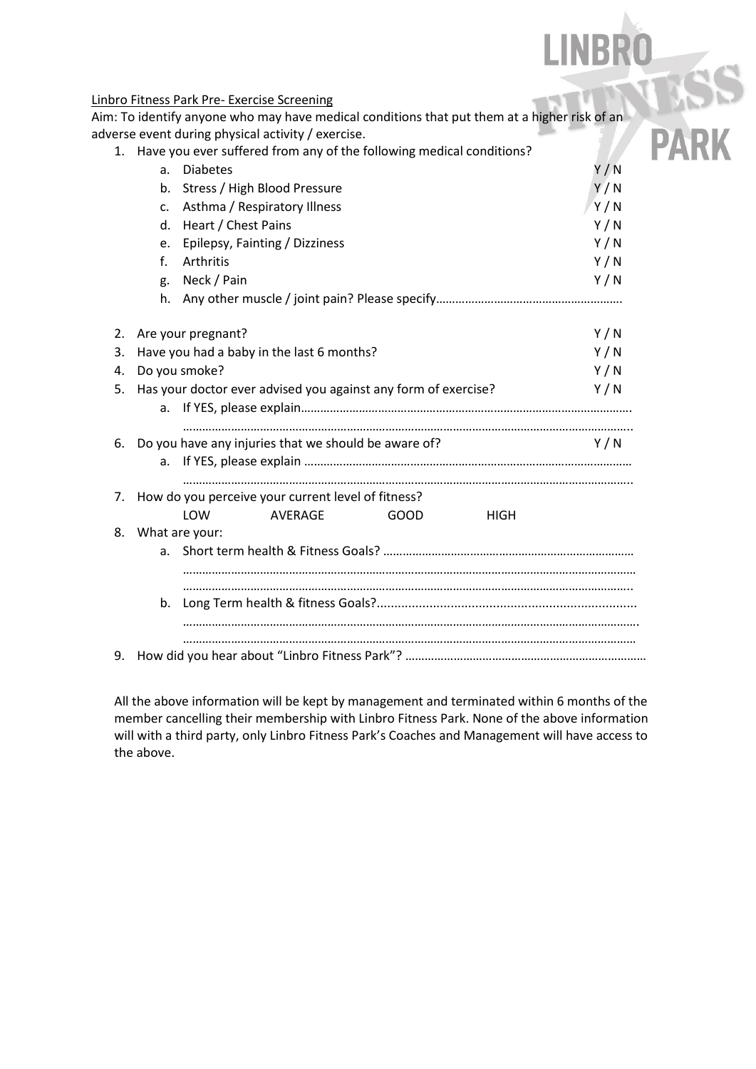<u>Linbro Fitness Park Pre- Exercise Screening</u>

Aim: To identify anyone who may have medical conditions that put them at a higher risk of an adverse event during physical activity / exercise.

1. Have you ever suffered from any of the following medical conditions?
   a. Diabetes Y / N
   b. Stress / High Blood Pressure Y / N
   c. Asthma / Respiratory Illness Y / N
   d. Heart / Chest Pains Y / N
   e. Epilepsy, Fainting / Dizziness Y / N
   f. Arthritis Y / N
   g. Neck / Pain Y / N
   h. Any other muscle / joint pain? Please specify………………………………………………….

2. Are your pregnant? Y / N
3. Have you had a baby in the last 6 months? Y / N
4. Do you smoke? Y / N
5. Has your doctor ever advised you against any form of exercise? Y / N
   a. If YES, please explain…………………………………………………………………………………………….
      ………………………………………………………………………………………………………………………..
6. Do you have any injuries that we should be aware of? Y / N
   a. If YES, please explain …………………………………………………………………………………………
      ………………………………………………………………………………………………………………………..
7. How do you perceive your current level of fitness?
   LOW AVERAGE GOOD HIGH
8. What are your:
   a. Short term health & Fitness Goals? ……………………………………………………………………
      ……………………………………………………………………………………………………………………….
      ………………………………………………………………………………………………………………………..
   b. Long Term health & fitness Goals?..........................................................................
      ……………………………………………………………………………………………………………………….
      ……………………………………………………………………………………………………………………….
9. How did you hear about "Linbro Fitness Park"? …………………………………………………………………

All the above information will be kept by management and terminated within 6 months of the member cancelling their membership with Linbro Fitness Park. None of the above information will with a third party, only Linbro Fitness Park's Coaches and Management will have access to the above.